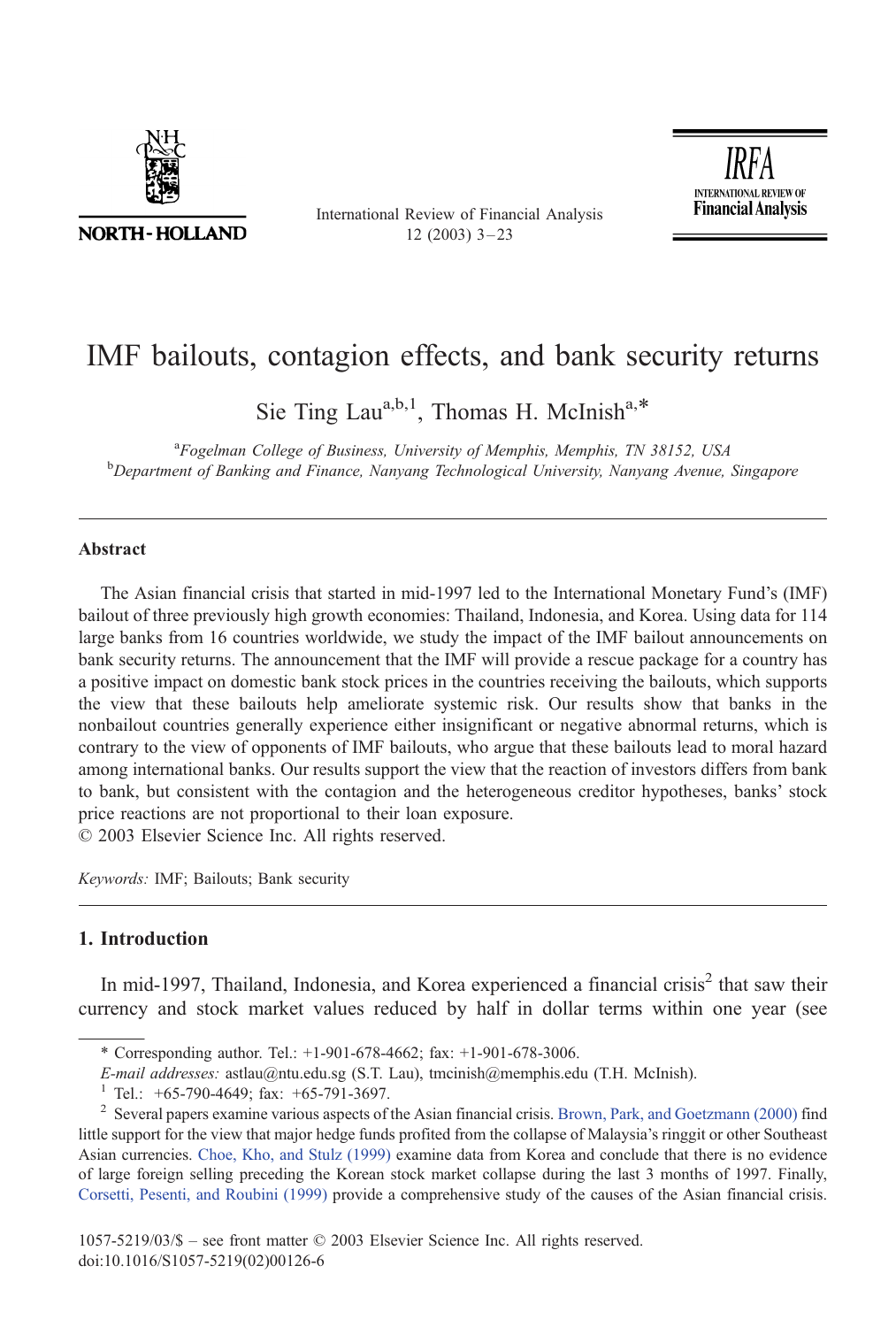# IMF bailouts, contagion effects, and bank security returns

Sie Ting Lau[a,b,1], Thomas H. McInish[a,*]

[a]*Fogelman College of Business, University of Memphis, Memphis, TN 38152, USA*
[b]*Department of Banking and Finance, Nanyang Technological University, Nanyang Avenue, Singapore*

## Abstract

The Asian financial crisis that started in mid-1997 led to the International Monetary Fund's (IMF) bailout of three previously high growth economies: Thailand, Indonesia, and Korea. Using data for 114 large banks from 16 countries worldwide, we study the impact of the IMF bailout announcements on bank security returns. The announcement that the IMF will provide a rescue package for a country has a positive impact on domestic bank stock prices in the countries receiving the bailouts, which supports the view that these bailouts help ameliorate systemic risk. Our results show that banks in the nonbailout countries generally experience either insignificant or negative abnormal returns, which is contrary to the view of opponents of IMF bailouts, who argue that these bailouts lead to moral hazard among international banks. Our results support the view that the reaction of investors differs from bank to bank, but consistent with the contagion and the heterogeneous creditor hypotheses, banks' stock price reactions are not proportional to their loan exposure.
© 2003 Elsevier Science Inc. All rights reserved.

*Keywords:* IMF; Bailouts; Bank security

## 1. Introduction

In mid-1997, Thailand, Indonesia, and Korea experienced a financial crisis[2] that saw their currency and stock market values reduced by half in dollar terms within one year (see

---

\* Corresponding author. Tel.: +1-901-678-4662; fax: +1-901-678-3006.
*E-mail addresses:* astlau@ntu.edu.sg (S.T. Lau), tmcinish@memphis.edu (T.H. McInish).

[1] Tel.: +65-790-4649; fax: +65-791-3697.

[2] Several papers examine various aspects of the Asian financial crisis. Brown, Park, and Goetzmann (2000) find little support for the view that major hedge funds profited from the collapse of Malaysia's ringgit or other Southeast Asian currencies. Choe, Kho, and Stulz (1999) examine data from Korea and conclude that there is no evidence of large foreign selling preceding the Korean stock market collapse during the last 3 months of 1997. Finally, Corsetti, Pesenti, and Roubini (1999) provide a comprehensive study of the causes of the Asian financial crisis.

1057-5219/03/$ – see front matter © 2003 Elsevier Science Inc. All rights reserved.
doi:10.1016/S1057-5219(02)00126-6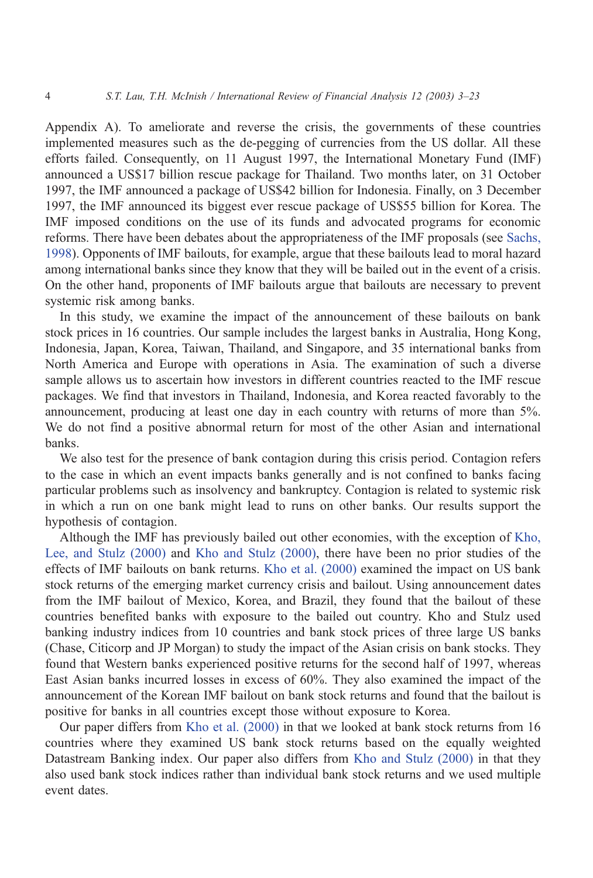Appendix A). To ameliorate and reverse the crisis, the governments of these countries implemented measures such as the de-pegging of currencies from the US dollar. All these efforts failed. Consequently, on 11 August 1997, the International Monetary Fund (IMF) announced a US$17 billion rescue package for Thailand. Two months later, on 31 October 1997, the IMF announced a package of US$42 billion for Indonesia. Finally, on 3 December 1997, the IMF announced its biggest ever rescue package of US$55 billion for Korea. The IMF imposed conditions on the use of its funds and advocated programs for economic reforms. There have been debates about the appropriateness of the IMF proposals (see Sachs, 1998). Opponents of IMF bailouts, for example, argue that these bailouts lead to moral hazard among international banks since they know that they will be bailed out in the event of a crisis. On the other hand, proponents of IMF bailouts argue that bailouts are necessary to prevent systemic risk among banks.

In this study, we examine the impact of the announcement of these bailouts on bank stock prices in 16 countries. Our sample includes the largest banks in Australia, Hong Kong, Indonesia, Japan, Korea, Taiwan, Thailand, and Singapore, and 35 international banks from North America and Europe with operations in Asia. The examination of such a diverse sample allows us to ascertain how investors in different countries reacted to the IMF rescue packages. We find that investors in Thailand, Indonesia, and Korea reacted favorably to the announcement, producing at least one day in each country with returns of more than 5%. We do not find a positive abnormal return for most of the other Asian and international banks.

We also test for the presence of bank contagion during this crisis period. Contagion refers to the case in which an event impacts banks generally and is not confined to banks facing particular problems such as insolvency and bankruptcy. Contagion is related to systemic risk in which a run on one bank might lead to runs on other banks. Our results support the hypothesis of contagion.

Although the IMF has previously bailed out other economies, with the exception of Kho, Lee, and Stulz (2000) and Kho and Stulz (2000), there have been no prior studies of the effects of IMF bailouts on bank returns. Kho et al. (2000) examined the impact on US bank stock returns of the emerging market currency crisis and bailout. Using announcement dates from the IMF bailout of Mexico, Korea, and Brazil, they found that the bailout of these countries benefited banks with exposure to the bailed out country. Kho and Stulz used banking industry indices from 10 countries and bank stock prices of three large US banks (Chase, Citicorp and JP Morgan) to study the impact of the Asian crisis on bank stocks. They found that Western banks experienced positive returns for the second half of 1997, whereas East Asian banks incurred losses in excess of 60%. They also examined the impact of the announcement of the Korean IMF bailout on bank stock returns and found that the bailout is positive for banks in all countries except those without exposure to Korea.

Our paper differs from Kho et al. (2000) in that we looked at bank stock returns from 16 countries where they examined US bank stock returns based on the equally weighted Datastream Banking index. Our paper also differs from Kho and Stulz (2000) in that they also used bank stock indices rather than individual bank stock returns and we used multiple event dates.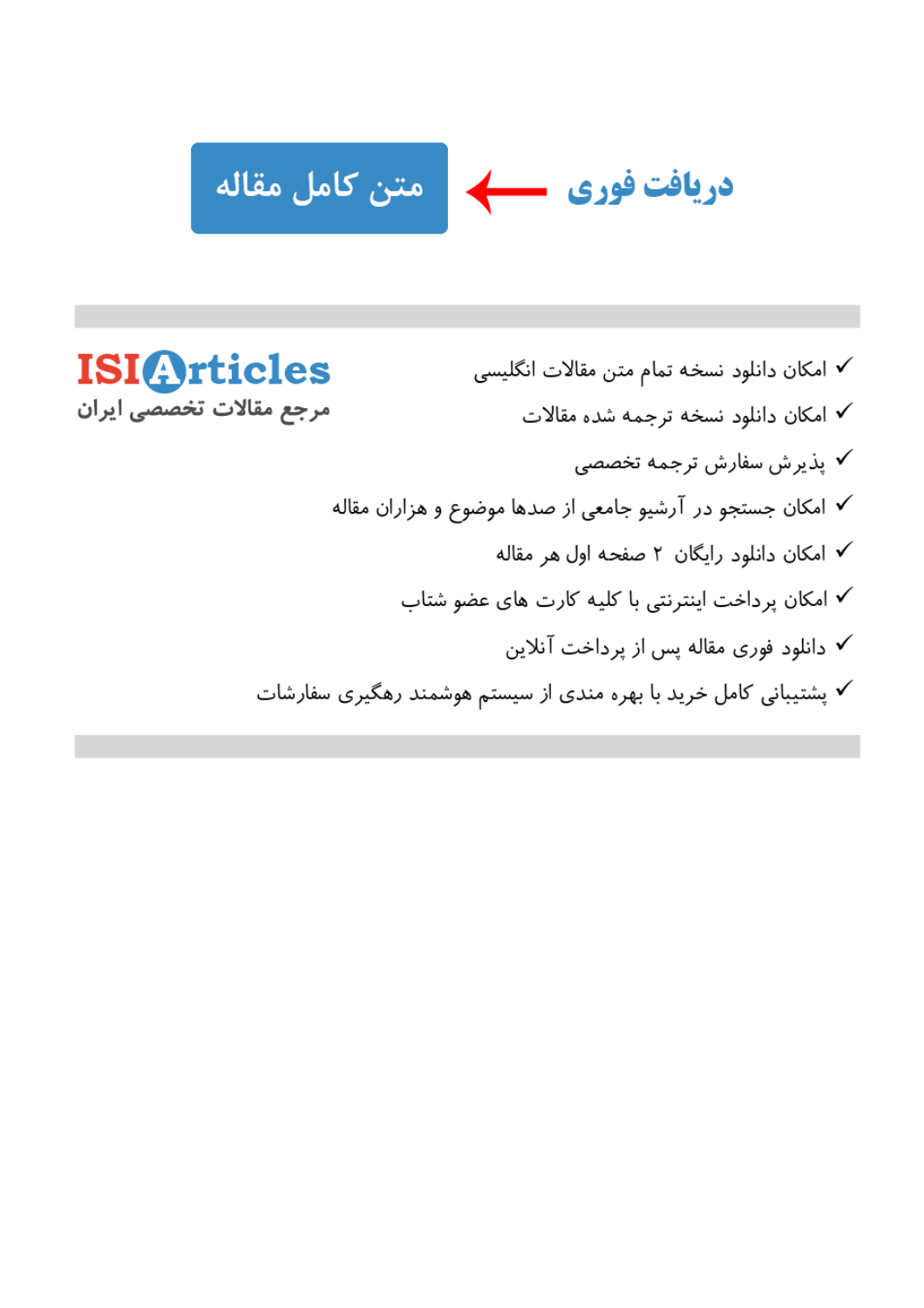دریافت فوری ← **متن کامل مقاله**

**ISIArticles**
مرجع مقالات تخصصی ایران

- ✓ امکان دانلود نسخه تمام متن مقالات انگلیسی
- ✓ امکان دانلود نسخه ترجمه شده مقالات
- ✓ پذیرش سفارش ترجمه تخصصی
- ✓ امکان جستجو در آرشیو جامعی از صدها موضوع و هزاران مقاله
- ✓ امکان دانلود رایگان ۲ صفحه اول هر مقاله
- ✓ امکان پرداخت اینترنتی با کلیه کارت های عضو شتاب
- ✓ دانلود فوری مقاله پس از پرداخت آنلاین
- ✓ پشتیبانی کامل خرید با بهره مندی از سیستم هوشمند رهگیری سفارشات